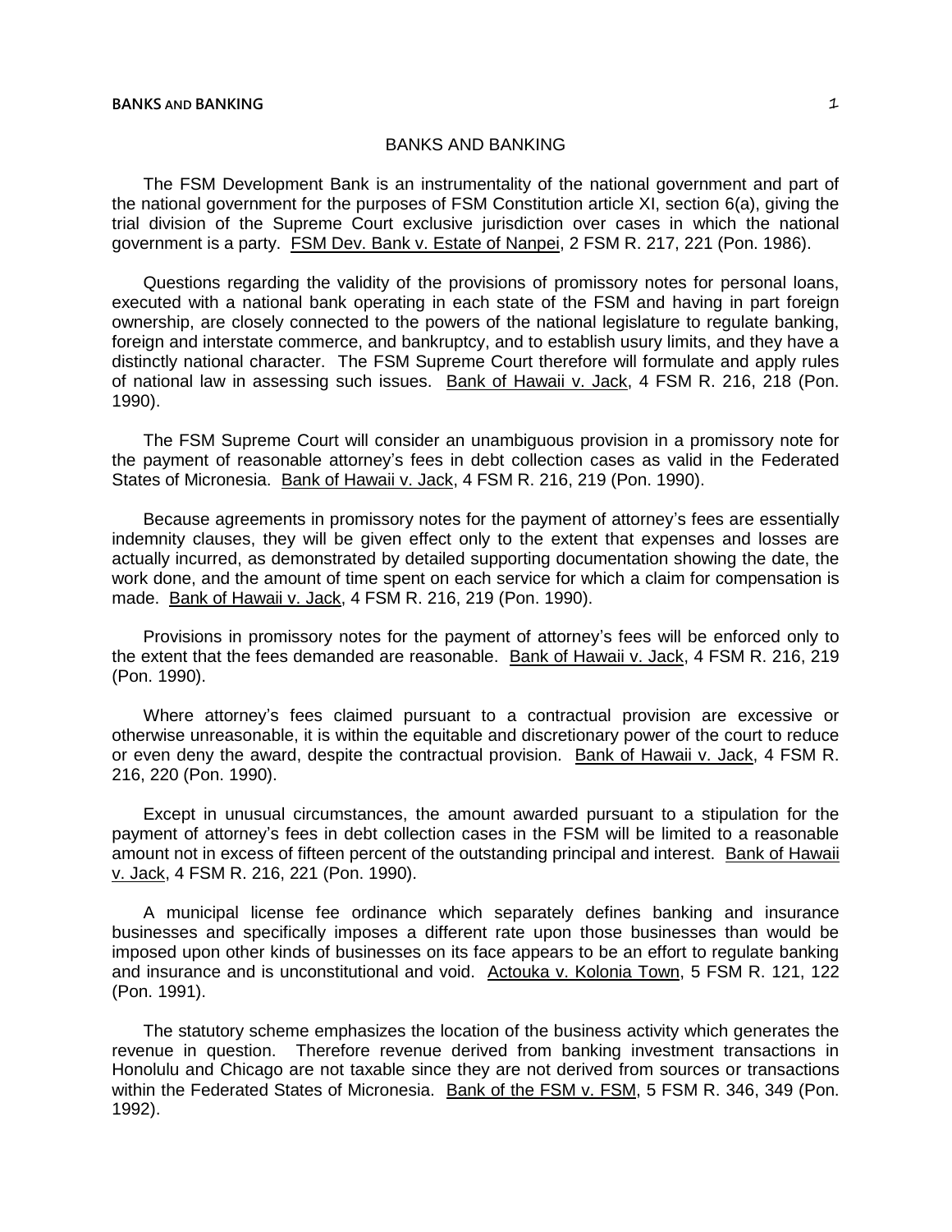# BANKS AND BANKING

The FSM Development Bank is an instrumentality of the national government and part of the national government for the purposes of FSM Constitution article XI, section 6(a), giving the trial division of the Supreme Court exclusive jurisdiction over cases in which the national government is a party. FSM Dev. Bank v. Estate of Nanpei, 2 FSM R. 217, 221 (Pon. 1986).

Questions regarding the validity of the provisions of promissory notes for personal loans, executed with a national bank operating in each state of the FSM and having in part foreign ownership, are closely connected to the powers of the national legislature to regulate banking, foreign and interstate commerce, and bankruptcy, and to establish usury limits, and they have a distinctly national character. The FSM Supreme Court therefore will formulate and apply rules of national law in assessing such issues. Bank of Hawaii v. Jack, 4 FSM R. 216, 218 (Pon. 1990).

The FSM Supreme Court will consider an unambiguous provision in a promissory note for the payment of reasonable attorney's fees in debt collection cases as valid in the Federated States of Micronesia. Bank of Hawaii v. Jack, 4 FSM R. 216, 219 (Pon. 1990).

Because agreements in promissory notes for the payment of attorney's fees are essentially indemnity clauses, they will be given effect only to the extent that expenses and losses are actually incurred, as demonstrated by detailed supporting documentation showing the date, the work done, and the amount of time spent on each service for which a claim for compensation is made. Bank of Hawaii v. Jack, 4 FSM R. 216, 219 (Pon. 1990).

Provisions in promissory notes for the payment of attorney's fees will be enforced only to the extent that the fees demanded are reasonable. Bank of Hawaii v. Jack, 4 FSM R. 216, 219 (Pon. 1990).

Where attorney's fees claimed pursuant to a contractual provision are excessive or otherwise unreasonable, it is within the equitable and discretionary power of the court to reduce or even deny the award, despite the contractual provision. Bank of Hawaii v. Jack, 4 FSM R. 216, 220 (Pon. 1990).

Except in unusual circumstances, the amount awarded pursuant to a stipulation for the payment of attorney's fees in debt collection cases in the FSM will be limited to a reasonable amount not in excess of fifteen percent of the outstanding principal and interest. Bank of Hawaii v. Jack, 4 FSM R. 216, 221 (Pon. 1990).

A municipal license fee ordinance which separately defines banking and insurance businesses and specifically imposes a different rate upon those businesses than would be imposed upon other kinds of businesses on its face appears to be an effort to regulate banking and insurance and is unconstitutional and void. Actouka v. Kolonia Town, 5 FSM R. 121, 122 (Pon. 1991).

The statutory scheme emphasizes the location of the business activity which generates the revenue in question. Therefore revenue derived from banking investment transactions in Honolulu and Chicago are not taxable since they are not derived from sources or transactions within the Federated States of Micronesia. Bank of the FSM v. FSM, 5 FSM R. 346, 349 (Pon. 1992).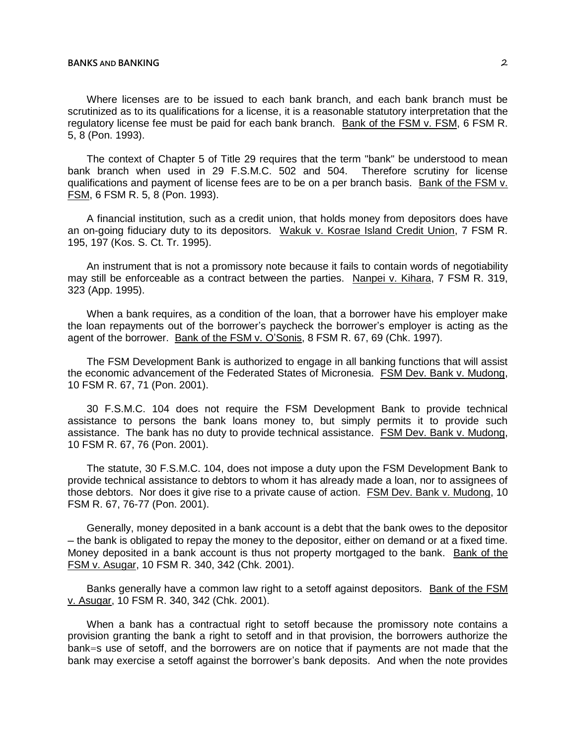Where licenses are to be issued to each bank branch, and each bank branch must be scrutinized as to its qualifications for a license, it is a reasonable statutory interpretation that the regulatory license fee must be paid for each bank branch. Bank of the FSM v. FSM, 6 FSM R. 5, 8 (Pon. 1993).

The context of Chapter 5 of Title 29 requires that the term "bank" be understood to mean bank branch when used in 29 F.S.M.C. 502 and 504. Therefore scrutiny for license qualifications and payment of license fees are to be on a per branch basis. Bank of the FSM v. FSM, 6 FSM R. 5, 8 (Pon. 1993).

A financial institution, such as a credit union, that holds money from depositors does have an on-going fiduciary duty to its depositors. Wakuk v. Kosrae Island Credit Union, 7 FSM R. 195, 197 (Kos. S. Ct. Tr. 1995).

An instrument that is not a promissory note because it fails to contain words of negotiability may still be enforceable as a contract between the parties. Nanpei v. Kihara, 7 FSM R. 319, 323 (App. 1995).

When a bank requires, as a condition of the loan, that a borrower have his employer make the loan repayments out of the borrower's paycheck the borrower's employer is acting as the agent of the borrower. Bank of the FSM v. O'Sonis, 8 FSM R. 67, 69 (Chk. 1997).

The FSM Development Bank is authorized to engage in all banking functions that will assist the economic advancement of the Federated States of Micronesia. FSM Dev. Bank v. Mudong, 10 FSM R. 67, 71 (Pon. 2001).

30 F.S.M.C. 104 does not require the FSM Development Bank to provide technical assistance to persons the bank loans money to, but simply permits it to provide such assistance. The bank has no duty to provide technical assistance. FSM Dev. Bank v. Mudong, 10 FSM R. 67, 76 (Pon. 2001).

The statute, 30 F.S.M.C. 104, does not impose a duty upon the FSM Development Bank to provide technical assistance to debtors to whom it has already made a loan, nor to assignees of those debtors. Nor does it give rise to a private cause of action. FSM Dev. Bank v. Mudong, 10 FSM R. 67, 76-77 (Pon. 2001).

Generally, money deposited in a bank account is a debt that the bank owes to the depositor – the bank is obligated to repay the money to the depositor, either on demand or at a fixed time. Money deposited in a bank account is thus not property mortgaged to the bank. Bank of the FSM v. Asugar, 10 FSM R. 340, 342 (Chk. 2001).

Banks generally have a common law right to a setoff against depositors. Bank of the FSM v. Asugar, 10 FSM R. 340, 342 (Chk. 2001).

When a bank has a contractual right to setoff because the promissory note contains a provision granting the bank a right to setoff and in that provision, the borrowers authorize the bank=s use of setoff, and the borrowers are on notice that if payments are not made that the bank may exercise a setoff against the borrower's bank deposits. And when the note provides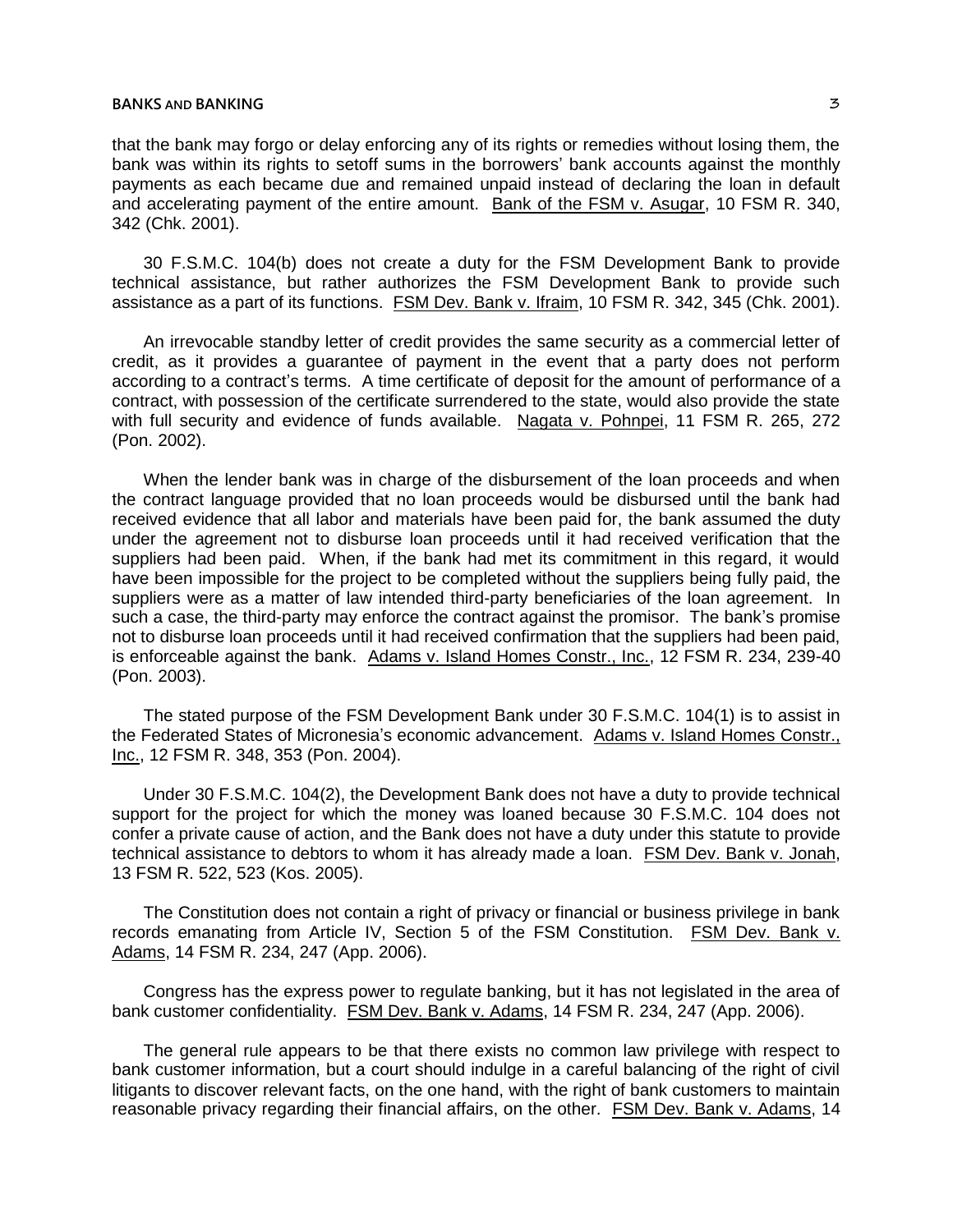that the bank may forgo or delay enforcing any of its rights or remedies without losing them, the bank was within its rights to setoff sums in the borrowers' bank accounts against the monthly payments as each became due and remained unpaid instead of declaring the loan in default and accelerating payment of the entire amount. Bank of the FSM v. Asugar, 10 FSM R. 340, 342 (Chk. 2001).

30 F.S.M.C. 104(b) does not create a duty for the FSM Development Bank to provide technical assistance, but rather authorizes the FSM Development Bank to provide such assistance as a part of its functions. FSM Dev. Bank v. Ifraim, 10 FSM R. 342, 345 (Chk. 2001).

An irrevocable standby letter of credit provides the same security as a commercial letter of credit, as it provides a guarantee of payment in the event that a party does not perform according to a contract's terms. A time certificate of deposit for the amount of performance of a contract, with possession of the certificate surrendered to the state, would also provide the state with full security and evidence of funds available. Nagata v. Pohnpei, 11 FSM R. 265, 272 (Pon. 2002).

When the lender bank was in charge of the disbursement of the loan proceeds and when the contract language provided that no loan proceeds would be disbursed until the bank had received evidence that all labor and materials have been paid for, the bank assumed the duty under the agreement not to disburse loan proceeds until it had received verification that the suppliers had been paid. When, if the bank had met its commitment in this regard, it would have been impossible for the project to be completed without the suppliers being fully paid, the suppliers were as a matter of law intended third-party beneficiaries of the loan agreement. In such a case, the third-party may enforce the contract against the promisor. The bank's promise not to disburse loan proceeds until it had received confirmation that the suppliers had been paid, is enforceable against the bank. Adams v. Island Homes Constr., Inc., 12 FSM R. 234, 239-40 (Pon. 2003).

The stated purpose of the FSM Development Bank under 30 F.S.M.C. 104(1) is to assist in the Federated States of Micronesia's economic advancement. Adams v. Island Homes Constr., Inc., 12 FSM R. 348, 353 (Pon. 2004).

Under 30 F.S.M.C. 104(2), the Development Bank does not have a duty to provide technical support for the project for which the money was loaned because 30 F.S.M.C. 104 does not confer a private cause of action, and the Bank does not have a duty under this statute to provide technical assistance to debtors to whom it has already made a loan. FSM Dev. Bank v. Jonah, 13 FSM R. 522, 523 (Kos. 2005).

The Constitution does not contain a right of privacy or financial or business privilege in bank records emanating from Article IV, Section 5 of the FSM Constitution. FSM Dev. Bank v. Adams, 14 FSM R. 234, 247 (App. 2006).

Congress has the express power to regulate banking, but it has not legislated in the area of bank customer confidentiality. FSM Dev. Bank v. Adams, 14 FSM R. 234, 247 (App. 2006).

The general rule appears to be that there exists no common law privilege with respect to bank customer information, but a court should indulge in a careful balancing of the right of civil litigants to discover relevant facts, on the one hand, with the right of bank customers to maintain reasonable privacy regarding their financial affairs, on the other. FSM Dev. Bank v. Adams, 14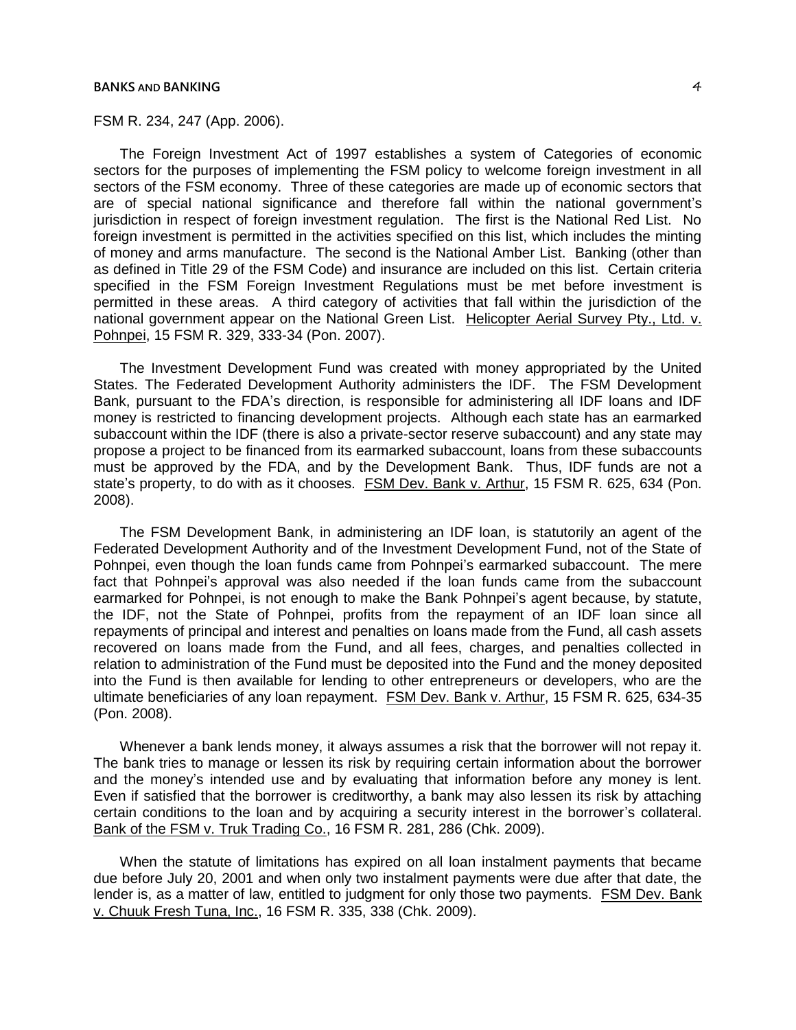FSM R. 234, 247 (App. 2006).

The Foreign Investment Act of 1997 establishes a system of Categories of economic sectors for the purposes of implementing the FSM policy to welcome foreign investment in all sectors of the FSM economy. Three of these categories are made up of economic sectors that are of special national significance and therefore fall within the national government's jurisdiction in respect of foreign investment regulation. The first is the National Red List. No foreign investment is permitted in the activities specified on this list, which includes the minting of money and arms manufacture. The second is the National Amber List. Banking (other than as defined in Title 29 of the FSM Code) and insurance are included on this list. Certain criteria specified in the FSM Foreign Investment Regulations must be met before investment is permitted in these areas. A third category of activities that fall within the jurisdiction of the national government appear on the National Green List. Helicopter Aerial Survey Pty., Ltd. v. Pohnpei, 15 FSM R. 329, 333-34 (Pon. 2007).

The Investment Development Fund was created with money appropriated by the United States. The Federated Development Authority administers the IDF. The FSM Development Bank, pursuant to the FDA's direction, is responsible for administering all IDF loans and IDF money is restricted to financing development projects. Although each state has an earmarked subaccount within the IDF (there is also a private-sector reserve subaccount) and any state may propose a project to be financed from its earmarked subaccount, loans from these subaccounts must be approved by the FDA, and by the Development Bank. Thus, IDF funds are not a state's property, to do with as it chooses. FSM Dev. Bank v. Arthur, 15 FSM R. 625, 634 (Pon. 2008).

The FSM Development Bank, in administering an IDF loan, is statutorily an agent of the Federated Development Authority and of the Investment Development Fund, not of the State of Pohnpei, even though the loan funds came from Pohnpei's earmarked subaccount. The mere fact that Pohnpei's approval was also needed if the loan funds came from the subaccount earmarked for Pohnpei, is not enough to make the Bank Pohnpei's agent because, by statute, the IDF, not the State of Pohnpei, profits from the repayment of an IDF loan since all repayments of principal and interest and penalties on loans made from the Fund, all cash assets recovered on loans made from the Fund, and all fees, charges, and penalties collected in relation to administration of the Fund must be deposited into the Fund and the money deposited into the Fund is then available for lending to other entrepreneurs or developers, who are the ultimate beneficiaries of any loan repayment. FSM Dev. Bank v. Arthur, 15 FSM R. 625, 634-35 (Pon. 2008).

Whenever a bank lends money, it always assumes a risk that the borrower will not repay it. The bank tries to manage or lessen its risk by requiring certain information about the borrower and the money's intended use and by evaluating that information before any money is lent. Even if satisfied that the borrower is creditworthy, a bank may also lessen its risk by attaching certain conditions to the loan and by acquiring a security interest in the borrower's collateral. Bank of the FSM v. Truk Trading Co., 16 FSM R. 281, 286 (Chk. 2009).

When the statute of limitations has expired on all loan instalment payments that became due before July 20, 2001 and when only two instalment payments were due after that date, the lender is, as a matter of law, entitled to judgment for only those two payments. FSM Dev. Bank v. Chuuk Fresh Tuna, Inc., 16 FSM R. 335, 338 (Chk. 2009).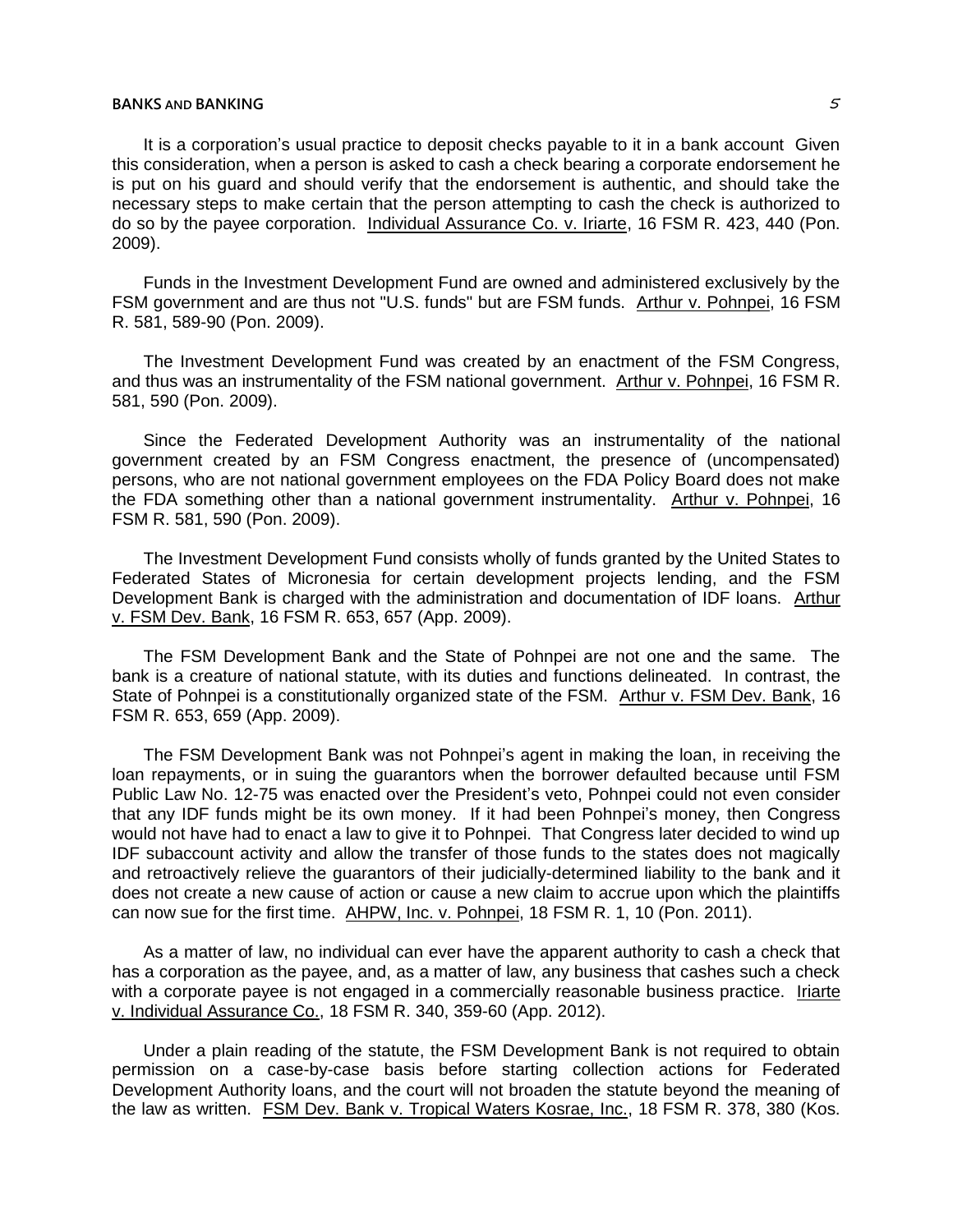It is a corporation's usual practice to deposit checks payable to it in a bank account Given this consideration, when a person is asked to cash a check bearing a corporate endorsement he is put on his guard and should verify that the endorsement is authentic, and should take the necessary steps to make certain that the person attempting to cash the check is authorized to do so by the payee corporation. Individual Assurance Co. v. Iriarte, 16 FSM R. 423, 440 (Pon. 2009).

Funds in the Investment Development Fund are owned and administered exclusively by the FSM government and are thus not "U.S. funds" but are FSM funds. Arthur v. Pohnpei, 16 FSM R. 581, 589-90 (Pon. 2009).

The Investment Development Fund was created by an enactment of the FSM Congress, and thus was an instrumentality of the FSM national government. Arthur v. Pohnpei, 16 FSM R. 581, 590 (Pon. 2009).

Since the Federated Development Authority was an instrumentality of the national government created by an FSM Congress enactment, the presence of (uncompensated) persons, who are not national government employees on the FDA Policy Board does not make the FDA something other than a national government instrumentality. Arthur v. Pohnpei, 16 FSM R. 581, 590 (Pon. 2009).

The Investment Development Fund consists wholly of funds granted by the United States to Federated States of Micronesia for certain development projects lending, and the FSM Development Bank is charged with the administration and documentation of IDF loans. Arthur v. FSM Dev. Bank, 16 FSM R. 653, 657 (App. 2009).

The FSM Development Bank and the State of Pohnpei are not one and the same. The bank is a creature of national statute, with its duties and functions delineated. In contrast, the State of Pohnpei is a constitutionally organized state of the FSM. Arthur v. FSM Dev. Bank, 16 FSM R. 653, 659 (App. 2009).

The FSM Development Bank was not Pohnpei's agent in making the loan, in receiving the loan repayments, or in suing the guarantors when the borrower defaulted because until FSM Public Law No. 12-75 was enacted over the President's veto, Pohnpei could not even consider that any IDF funds might be its own money. If it had been Pohnpei's money, then Congress would not have had to enact a law to give it to Pohnpei. That Congress later decided to wind up IDF subaccount activity and allow the transfer of those funds to the states does not magically and retroactively relieve the guarantors of their judicially-determined liability to the bank and it does not create a new cause of action or cause a new claim to accrue upon which the plaintiffs can now sue for the first time. AHPW, Inc. v. Pohnpei, 18 FSM R. 1, 10 (Pon. 2011).

As a matter of law, no individual can ever have the apparent authority to cash a check that has a corporation as the payee, and, as a matter of law, any business that cashes such a check with a corporate payee is not engaged in a commercially reasonable business practice. Iriarte v. Individual Assurance Co., 18 FSM R. 340, 359-60 (App. 2012).

Under a plain reading of the statute, the FSM Development Bank is not required to obtain permission on a case-by-case basis before starting collection actions for Federated Development Authority loans, and the court will not broaden the statute beyond the meaning of the law as written. FSM Dev. Bank v. Tropical Waters Kosrae, Inc., 18 FSM R. 378, 380 (Kos.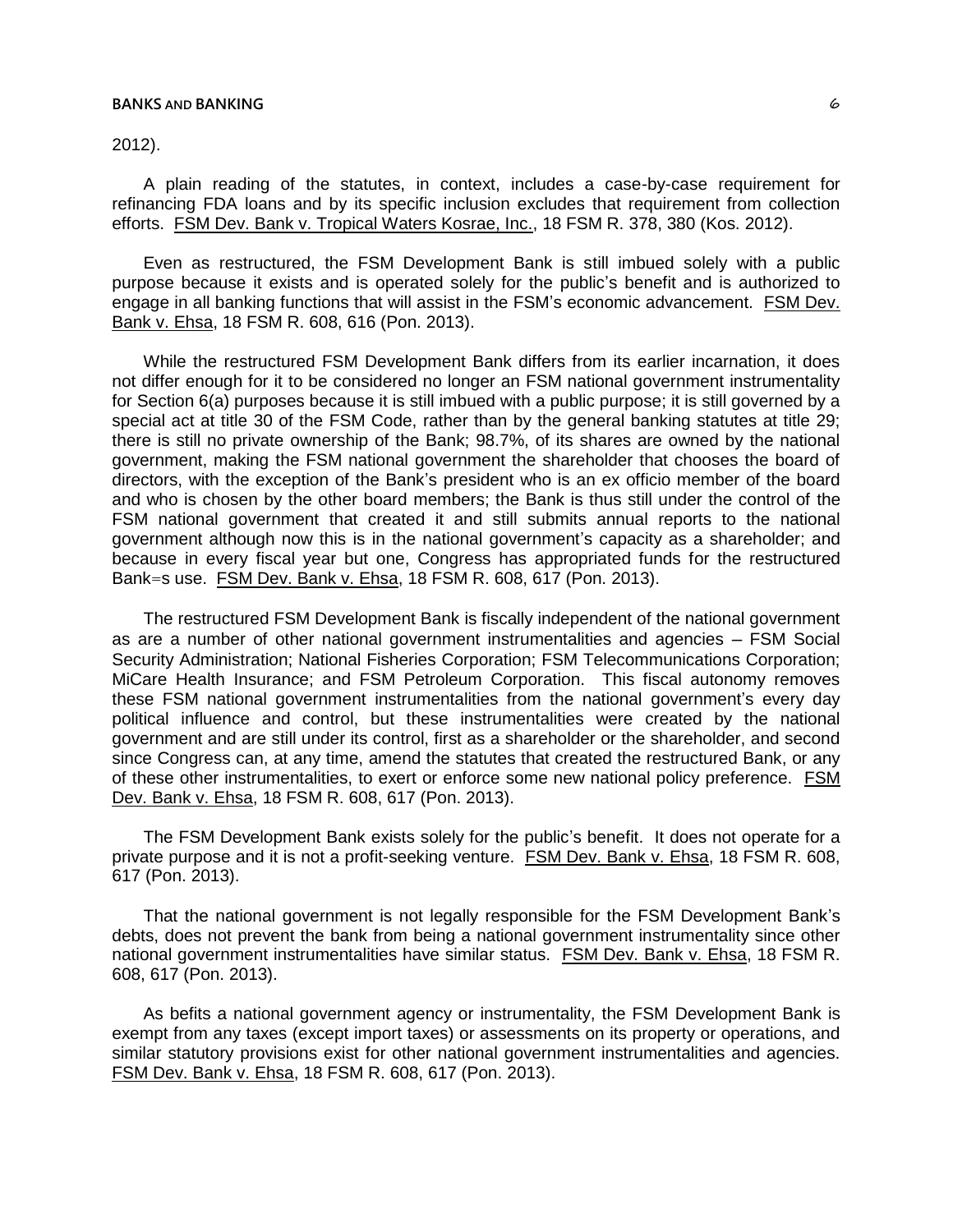2012).

A plain reading of the statutes, in context, includes a case-by-case requirement for refinancing FDA loans and by its specific inclusion excludes that requirement from collection efforts. FSM Dev. Bank v. Tropical Waters Kosrae, Inc., 18 FSM R. 378, 380 (Kos. 2012).

Even as restructured, the FSM Development Bank is still imbued solely with a public purpose because it exists and is operated solely for the public's benefit and is authorized to engage in all banking functions that will assist in the FSM's economic advancement. FSM Dev. Bank v. Ehsa, 18 FSM R. 608, 616 (Pon. 2013).

While the restructured FSM Development Bank differs from its earlier incarnation, it does not differ enough for it to be considered no longer an FSM national government instrumentality for Section 6(a) purposes because it is still imbued with a public purpose; it is still governed by a special act at title 30 of the FSM Code, rather than by the general banking statutes at title 29; there is still no private ownership of the Bank; 98.7%, of its shares are owned by the national government, making the FSM national government the shareholder that chooses the board of directors, with the exception of the Bank's president who is an ex officio member of the board and who is chosen by the other board members; the Bank is thus still under the control of the FSM national government that created it and still submits annual reports to the national government although now this is in the national government's capacity as a shareholder; and because in every fiscal year but one, Congress has appropriated funds for the restructured Bank=s use. FSM Dev. Bank v. Ehsa, 18 FSM R. 608, 617 (Pon. 2013).

The restructured FSM Development Bank is fiscally independent of the national government as are a number of other national government instrumentalities and agencies – FSM Social Security Administration; National Fisheries Corporation; FSM Telecommunications Corporation; MiCare Health Insurance; and FSM Petroleum Corporation. This fiscal autonomy removes these FSM national government instrumentalities from the national government's every day political influence and control, but these instrumentalities were created by the national government and are still under its control, first as a shareholder or the shareholder, and second since Congress can, at any time, amend the statutes that created the restructured Bank, or any of these other instrumentalities, to exert or enforce some new national policy preference. FSM Dev. Bank v. Ehsa, 18 FSM R. 608, 617 (Pon. 2013).

The FSM Development Bank exists solely for the public's benefit. It does not operate for a private purpose and it is not a profit-seeking venture. FSM Dev. Bank v. Ehsa, 18 FSM R. 608, 617 (Pon. 2013).

That the national government is not legally responsible for the FSM Development Bank's debts, does not prevent the bank from being a national government instrumentality since other national government instrumentalities have similar status. FSM Dev. Bank v. Ehsa, 18 FSM R. 608, 617 (Pon. 2013).

As befits a national government agency or instrumentality, the FSM Development Bank is exempt from any taxes (except import taxes) or assessments on its property or operations, and similar statutory provisions exist for other national government instrumentalities and agencies. FSM Dev. Bank v. Ehsa, 18 FSM R. 608, 617 (Pon. 2013).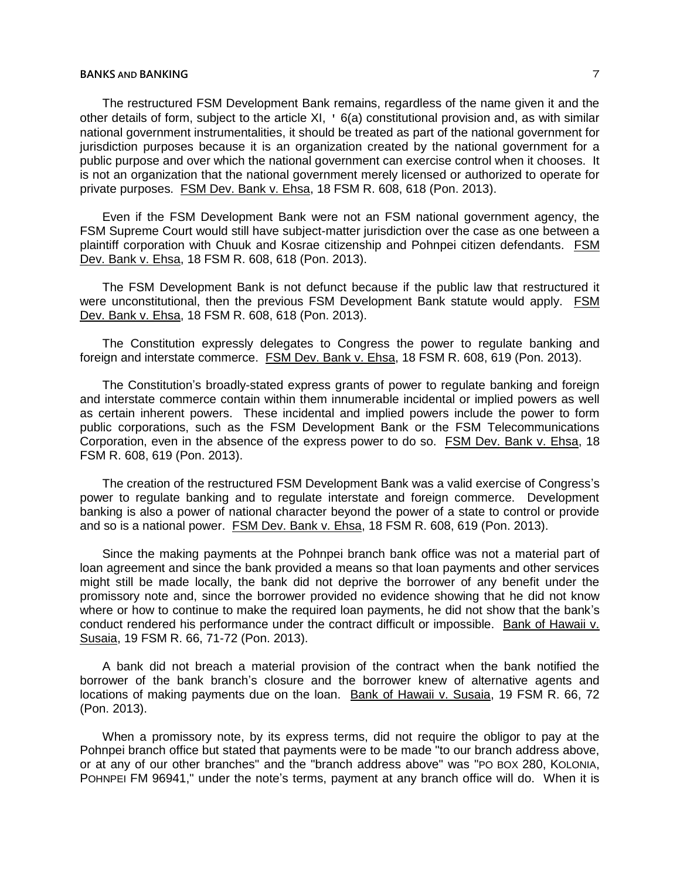The restructured FSM Development Bank remains, regardless of the name given it and the other details of form, subject to the article XI, ' 6(a) constitutional provision and, as with similar national government instrumentalities, it should be treated as part of the national government for jurisdiction purposes because it is an organization created by the national government for a public purpose and over which the national government can exercise control when it chooses. It is not an organization that the national government merely licensed or authorized to operate for private purposes. FSM Dev. Bank v. Ehsa, 18 FSM R. 608, 618 (Pon. 2013).

Even if the FSM Development Bank were not an FSM national government agency, the FSM Supreme Court would still have subject-matter jurisdiction over the case as one between a plaintiff corporation with Chuuk and Kosrae citizenship and Pohnpei citizen defendants. FSM Dev. Bank v. Ehsa, 18 FSM R. 608, 618 (Pon. 2013).

The FSM Development Bank is not defunct because if the public law that restructured it were unconstitutional, then the previous FSM Development Bank statute would apply. FSM Dev. Bank v. Ehsa, 18 FSM R. 608, 618 (Pon. 2013).

The Constitution expressly delegates to Congress the power to regulate banking and foreign and interstate commerce. FSM Dev. Bank v. Ehsa, 18 FSM R. 608, 619 (Pon. 2013).

The Constitution's broadly-stated express grants of power to regulate banking and foreign and interstate commerce contain within them innumerable incidental or implied powers as well as certain inherent powers. These incidental and implied powers include the power to form public corporations, such as the FSM Development Bank or the FSM Telecommunications Corporation, even in the absence of the express power to do so. FSM Dev. Bank v. Ehsa, 18 FSM R. 608, 619 (Pon. 2013).

The creation of the restructured FSM Development Bank was a valid exercise of Congress's power to regulate banking and to regulate interstate and foreign commerce. Development banking is also a power of national character beyond the power of a state to control or provide and so is a national power. FSM Dev. Bank v. Ehsa, 18 FSM R. 608, 619 (Pon. 2013).

Since the making payments at the Pohnpei branch bank office was not a material part of loan agreement and since the bank provided a means so that loan payments and other services might still be made locally, the bank did not deprive the borrower of any benefit under the promissory note and, since the borrower provided no evidence showing that he did not know where or how to continue to make the required loan payments, he did not show that the bank's conduct rendered his performance under the contract difficult or impossible. Bank of Hawaii v. Susaia, 19 FSM R. 66, 71-72 (Pon. 2013).

A bank did not breach a material provision of the contract when the bank notified the borrower of the bank branch's closure and the borrower knew of alternative agents and locations of making payments due on the loan. Bank of Hawaii v. Susaia, 19 FSM R. 66, 72 (Pon. 2013).

When a promissory note, by its express terms, did not require the obligor to pay at the Pohnpei branch office but stated that payments were to be made "to our branch address above, or at any of our other branches" and the "branch address above" was "PO BOX 280, KOLONIA, POHNPEI FM 96941," under the note's terms, payment at any branch office will do. When it is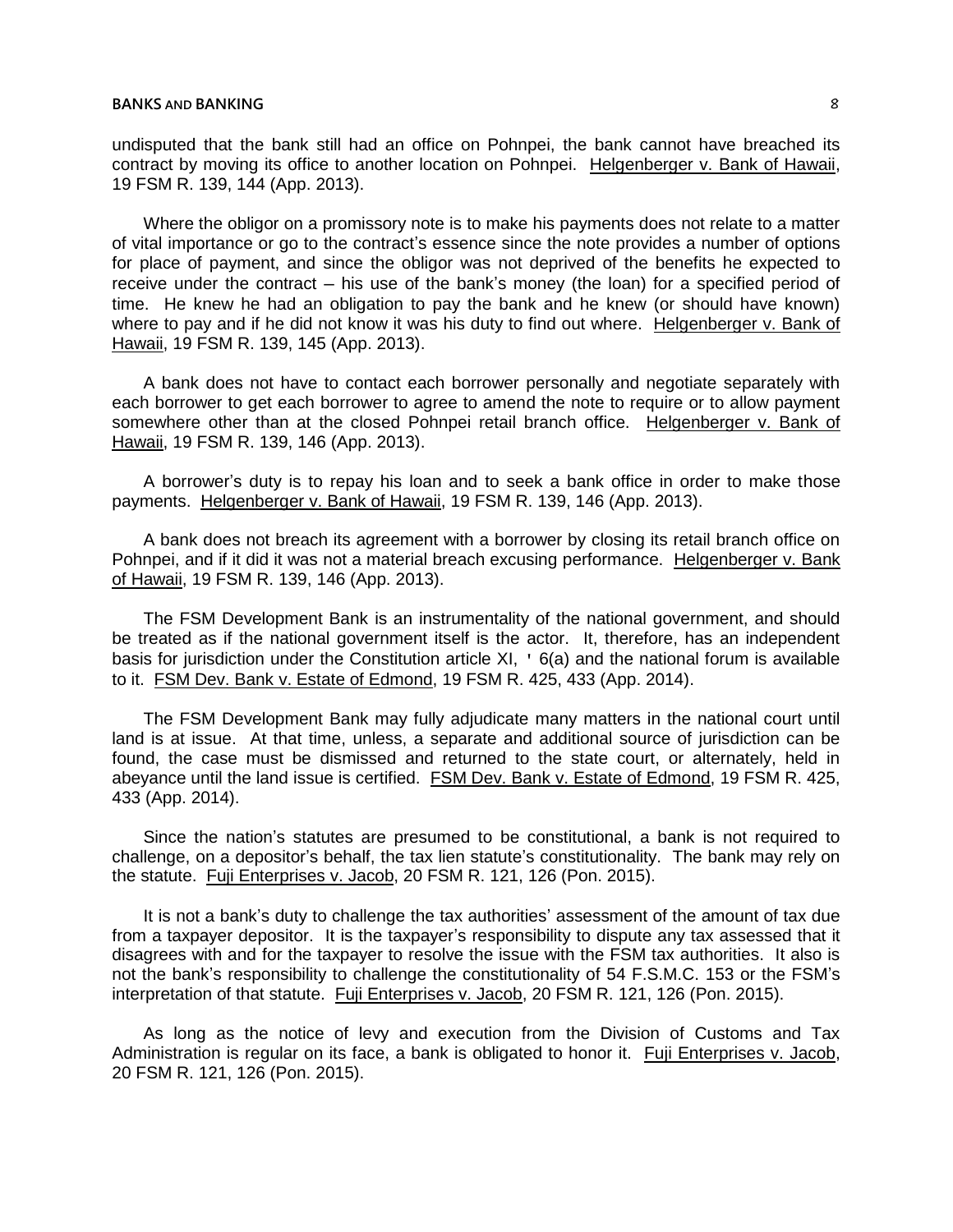undisputed that the bank still had an office on Pohnpei, the bank cannot have breached its contract by moving its office to another location on Pohnpei. Helgenberger v. Bank of Hawaii, 19 FSM R. 139, 144 (App. 2013).

Where the obligor on a promissory note is to make his payments does not relate to a matter of vital importance or go to the contract's essence since the note provides a number of options for place of payment, and since the obligor was not deprived of the benefits he expected to receive under the contract – his use of the bank's money (the loan) for a specified period of time. He knew he had an obligation to pay the bank and he knew (or should have known) where to pay and if he did not know it was his duty to find out where. Helgenberger v. Bank of Hawaii, 19 FSM R. 139, 145 (App. 2013).

A bank does not have to contact each borrower personally and negotiate separately with each borrower to get each borrower to agree to amend the note to require or to allow payment somewhere other than at the closed Pohnpei retail branch office. Helgenberger v. Bank of Hawaii, 19 FSM R. 139, 146 (App. 2013).

A borrower's duty is to repay his loan and to seek a bank office in order to make those payments. Helgenberger v. Bank of Hawaii, 19 FSM R. 139, 146 (App. 2013).

A bank does not breach its agreement with a borrower by closing its retail branch office on Pohnpei, and if it did it was not a material breach excusing performance. Helgenberger v. Bank of Hawaii, 19 FSM R. 139, 146 (App. 2013).

The FSM Development Bank is an instrumentality of the national government, and should be treated as if the national government itself is the actor. It, therefore, has an independent basis for jurisdiction under the Constitution article XI, ' 6(a) and the national forum is available to it. FSM Dev. Bank v. Estate of Edmond, 19 FSM R. 425, 433 (App. 2014).

The FSM Development Bank may fully adjudicate many matters in the national court until land is at issue. At that time, unless, a separate and additional source of jurisdiction can be found, the case must be dismissed and returned to the state court, or alternately, held in abeyance until the land issue is certified. FSM Dev. Bank v. Estate of Edmond, 19 FSM R. 425, 433 (App. 2014).

Since the nation's statutes are presumed to be constitutional, a bank is not required to challenge, on a depositor's behalf, the tax lien statute's constitutionality. The bank may rely on the statute. Fuji Enterprises v. Jacob, 20 FSM R. 121, 126 (Pon. 2015).

It is not a bank's duty to challenge the tax authorities' assessment of the amount of tax due from a taxpayer depositor. It is the taxpayer's responsibility to dispute any tax assessed that it disagrees with and for the taxpayer to resolve the issue with the FSM tax authorities. It also is not the bank's responsibility to challenge the constitutionality of 54 F.S.M.C. 153 or the FSM's interpretation of that statute. Fuji Enterprises v. Jacob, 20 FSM R. 121, 126 (Pon. 2015).

As long as the notice of levy and execution from the Division of Customs and Tax Administration is regular on its face, a bank is obligated to honor it. Fuji Enterprises v. Jacob, 20 FSM R. 121, 126 (Pon. 2015).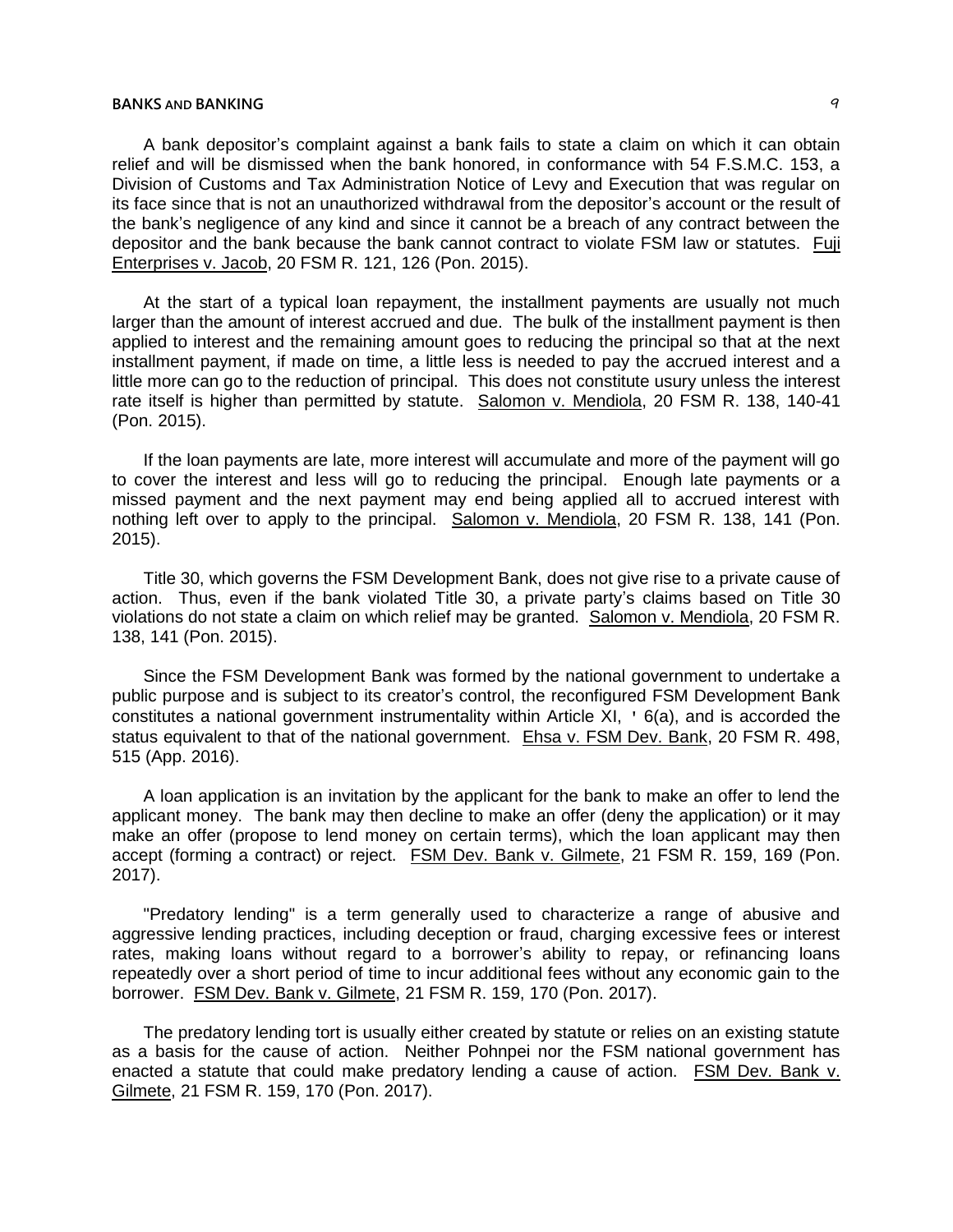A bank depositor's complaint against a bank fails to state a claim on which it can obtain relief and will be dismissed when the bank honored, in conformance with 54 F.S.M.C. 153, a Division of Customs and Tax Administration Notice of Levy and Execution that was regular on its face since that is not an unauthorized withdrawal from the depositor's account or the result of the bank's negligence of any kind and since it cannot be a breach of any contract between the depositor and the bank because the bank cannot contract to violate FSM law or statutes. Fuji Enterprises v. Jacob, 20 FSM R. 121, 126 (Pon. 2015).

At the start of a typical loan repayment, the installment payments are usually not much larger than the amount of interest accrued and due. The bulk of the installment payment is then applied to interest and the remaining amount goes to reducing the principal so that at the next installment payment, if made on time, a little less is needed to pay the accrued interest and a little more can go to the reduction of principal. This does not constitute usury unless the interest rate itself is higher than permitted by statute. Salomon v. Mendiola, 20 FSM R. 138, 140-41 (Pon. 2015).

If the loan payments are late, more interest will accumulate and more of the payment will go to cover the interest and less will go to reducing the principal. Enough late payments or a missed payment and the next payment may end being applied all to accrued interest with nothing left over to apply to the principal. Salomon v. Mendiola, 20 FSM R. 138, 141 (Pon. 2015).

Title 30, which governs the FSM Development Bank, does not give rise to a private cause of action. Thus, even if the bank violated Title 30, a private party's claims based on Title 30 violations do not state a claim on which relief may be granted. Salomon v. Mendiola, 20 FSM R. 138, 141 (Pon. 2015).

Since the FSM Development Bank was formed by the national government to undertake a public purpose and is subject to its creator's control, the reconfigured FSM Development Bank constitutes a national government instrumentality within Article XI, ' 6(a), and is accorded the status equivalent to that of the national government. Ehsa v. FSM Dev. Bank, 20 FSM R. 498, 515 (App. 2016).

A loan application is an invitation by the applicant for the bank to make an offer to lend the applicant money. The bank may then decline to make an offer (deny the application) or it may make an offer (propose to lend money on certain terms), which the loan applicant may then accept (forming a contract) or reject. FSM Dev. Bank v. Gilmete, 21 FSM R. 159, 169 (Pon. 2017).

"Predatory lending" is a term generally used to characterize a range of abusive and aggressive lending practices, including deception or fraud, charging excessive fees or interest rates, making loans without regard to a borrower's ability to repay, or refinancing loans repeatedly over a short period of time to incur additional fees without any economic gain to the borrower. FSM Dev. Bank v. Gilmete, 21 FSM R. 159, 170 (Pon. 2017).

The predatory lending tort is usually either created by statute or relies on an existing statute as a basis for the cause of action. Neither Pohnpei nor the FSM national government has enacted a statute that could make predatory lending a cause of action. FSM Dev. Bank v. Gilmete, 21 FSM R. 159, 170 (Pon. 2017).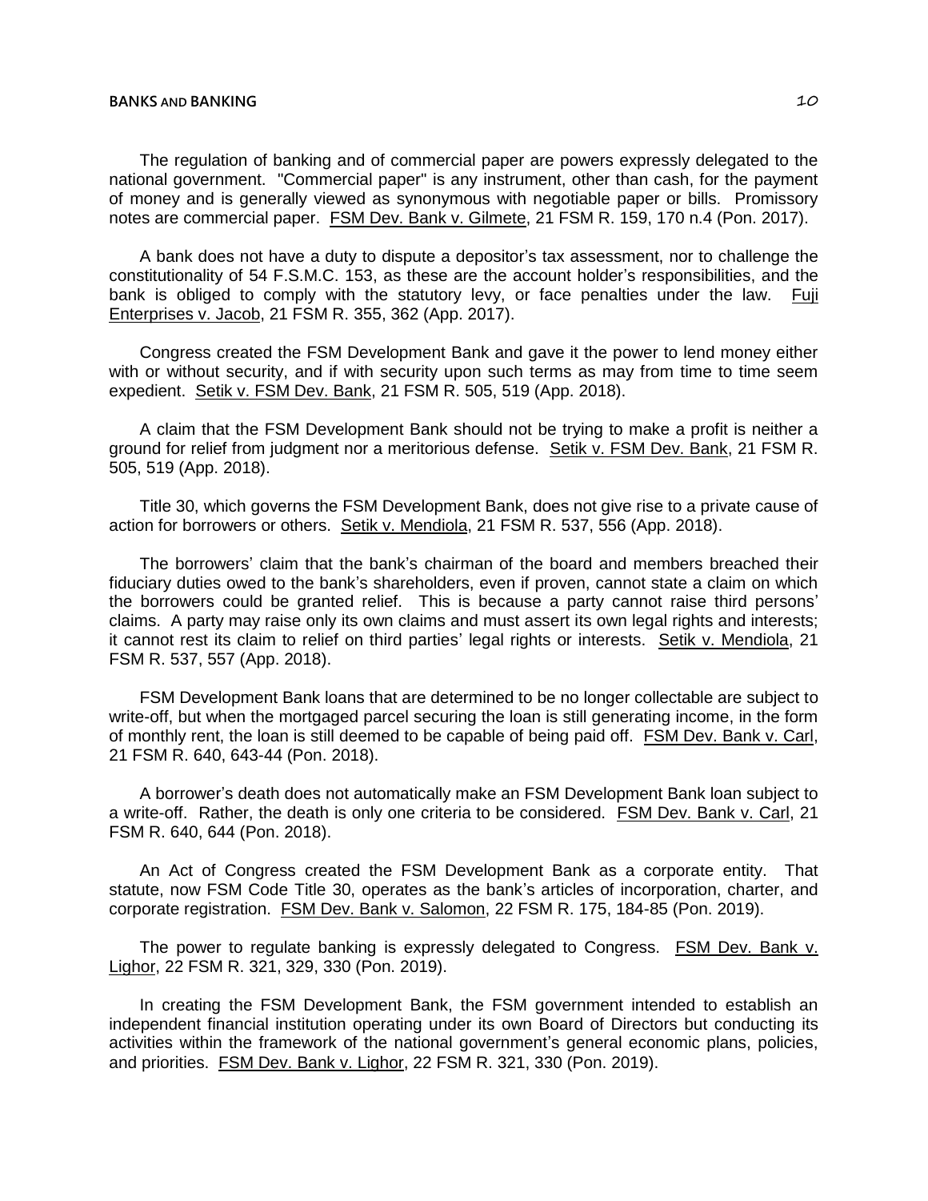The regulation of banking and of commercial paper are powers expressly delegated to the national government. "Commercial paper" is any instrument, other than cash, for the payment of money and is generally viewed as synonymous with negotiable paper or bills. Promissory notes are commercial paper. FSM Dev. Bank v. Gilmete, 21 FSM R. 159, 170 n.4 (Pon. 2017).

A bank does not have a duty to dispute a depositor's tax assessment, nor to challenge the constitutionality of 54 F.S.M.C. 153, as these are the account holder's responsibilities, and the bank is obliged to comply with the statutory levy, or face penalties under the law. Fuji Enterprises v. Jacob, 21 FSM R. 355, 362 (App. 2017).

Congress created the FSM Development Bank and gave it the power to lend money either with or without security, and if with security upon such terms as may from time to time seem expedient. Setik v. FSM Dev. Bank, 21 FSM R. 505, 519 (App. 2018).

A claim that the FSM Development Bank should not be trying to make a profit is neither a ground for relief from judgment nor a meritorious defense. Setik v. FSM Dev. Bank, 21 FSM R. 505, 519 (App. 2018).

Title 30, which governs the FSM Development Bank, does not give rise to a private cause of action for borrowers or others. Setik v. Mendiola, 21 FSM R. 537, 556 (App. 2018).

The borrowers' claim that the bank's chairman of the board and members breached their fiduciary duties owed to the bank's shareholders, even if proven, cannot state a claim on which the borrowers could be granted relief. This is because a party cannot raise third persons' claims. A party may raise only its own claims and must assert its own legal rights and interests; it cannot rest its claim to relief on third parties' legal rights or interests. Setik v. Mendiola, 21 FSM R. 537, 557 (App. 2018).

FSM Development Bank loans that are determined to be no longer collectable are subject to write-off, but when the mortgaged parcel securing the loan is still generating income, in the form of monthly rent, the loan is still deemed to be capable of being paid off. FSM Dev. Bank v. Carl, 21 FSM R. 640, 643-44 (Pon. 2018).

A borrower's death does not automatically make an FSM Development Bank loan subject to a write-off. Rather, the death is only one criteria to be considered. FSM Dev. Bank v. Carl, 21 FSM R. 640, 644 (Pon. 2018).

An Act of Congress created the FSM Development Bank as a corporate entity. That statute, now FSM Code Title 30, operates as the bank's articles of incorporation, charter, and corporate registration. FSM Dev. Bank v. Salomon, 22 FSM R. 175, 184-85 (Pon. 2019).

The power to regulate banking is expressly delegated to Congress. FSM Dev. Bank v. Lighor, 22 FSM R. 321, 329, 330 (Pon. 2019).

In creating the FSM Development Bank, the FSM government intended to establish an independent financial institution operating under its own Board of Directors but conducting its activities within the framework of the national government's general economic plans, policies, and priorities. FSM Dev. Bank v. Lighor, 22 FSM R. 321, 330 (Pon. 2019).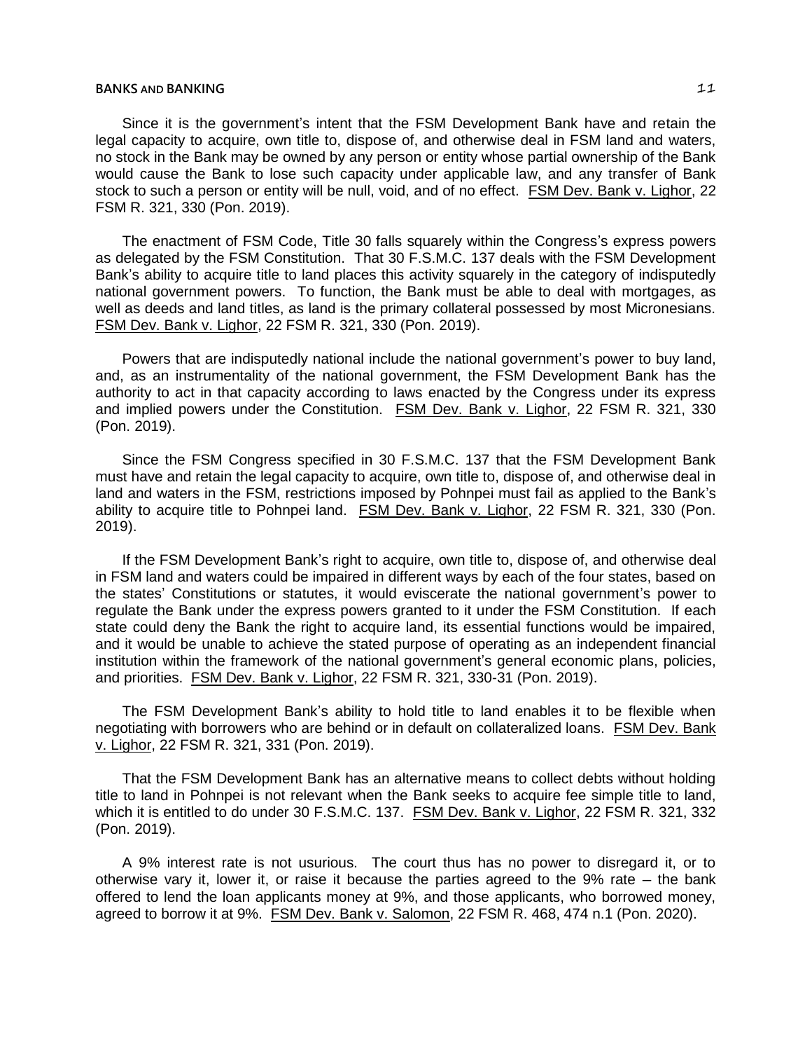Since it is the government's intent that the FSM Development Bank have and retain the legal capacity to acquire, own title to, dispose of, and otherwise deal in FSM land and waters, no stock in the Bank may be owned by any person or entity whose partial ownership of the Bank would cause the Bank to lose such capacity under applicable law, and any transfer of Bank stock to such a person or entity will be null, void, and of no effect. FSM Dev. Bank v. Lighor, 22 FSM R. 321, 330 (Pon. 2019).

The enactment of FSM Code, Title 30 falls squarely within the Congress's express powers as delegated by the FSM Constitution. That 30 F.S.M.C. 137 deals with the FSM Development Bank's ability to acquire title to land places this activity squarely in the category of indisputedly national government powers. To function, the Bank must be able to deal with mortgages, as well as deeds and land titles, as land is the primary collateral possessed by most Micronesians. FSM Dev. Bank v. Lighor, 22 FSM R. 321, 330 (Pon. 2019).

Powers that are indisputedly national include the national government's power to buy land, and, as an instrumentality of the national government, the FSM Development Bank has the authority to act in that capacity according to laws enacted by the Congress under its express and implied powers under the Constitution. FSM Dev. Bank v. Lighor, 22 FSM R. 321, 330 (Pon. 2019).

Since the FSM Congress specified in 30 F.S.M.C. 137 that the FSM Development Bank must have and retain the legal capacity to acquire, own title to, dispose of, and otherwise deal in land and waters in the FSM, restrictions imposed by Pohnpei must fail as applied to the Bank's ability to acquire title to Pohnpei land. FSM Dev. Bank v. Lighor, 22 FSM R. 321, 330 (Pon. 2019).

If the FSM Development Bank's right to acquire, own title to, dispose of, and otherwise deal in FSM land and waters could be impaired in different ways by each of the four states, based on the states' Constitutions or statutes, it would eviscerate the national government's power to regulate the Bank under the express powers granted to it under the FSM Constitution. If each state could deny the Bank the right to acquire land, its essential functions would be impaired, and it would be unable to achieve the stated purpose of operating as an independent financial institution within the framework of the national government's general economic plans, policies, and priorities. FSM Dev. Bank v. Lighor, 22 FSM R. 321, 330-31 (Pon. 2019).

The FSM Development Bank's ability to hold title to land enables it to be flexible when negotiating with borrowers who are behind or in default on collateralized loans. FSM Dev. Bank v. Lighor, 22 FSM R. 321, 331 (Pon. 2019).

That the FSM Development Bank has an alternative means to collect debts without holding title to land in Pohnpei is not relevant when the Bank seeks to acquire fee simple title to land, which it is entitled to do under 30 F.S.M.C. 137. FSM Dev. Bank v. Lighor, 22 FSM R. 321, 332 (Pon. 2019).

A 9% interest rate is not usurious. The court thus has no power to disregard it, or to otherwise vary it, lower it, or raise it because the parties agreed to the 9% rate – the bank offered to lend the loan applicants money at 9%, and those applicants, who borrowed money, agreed to borrow it at 9%. FSM Dev. Bank v. Salomon, 22 FSM R. 468, 474 n.1 (Pon. 2020).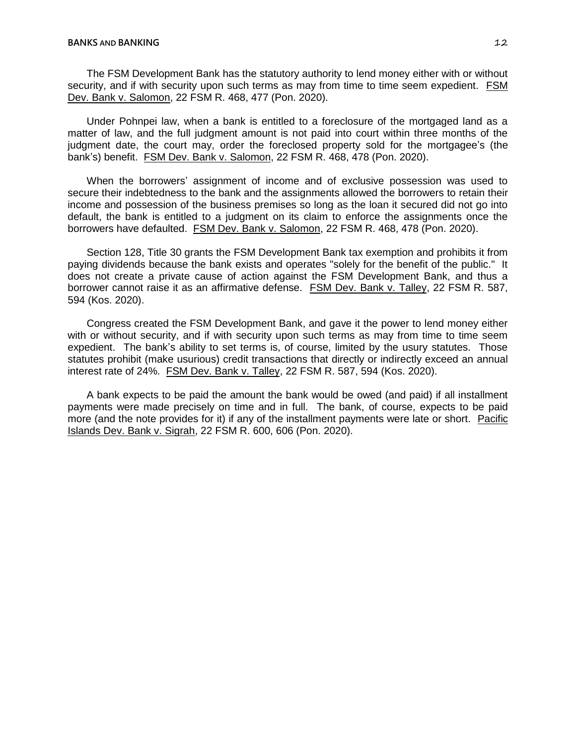The FSM Development Bank has the statutory authority to lend money either with or without security, and if with security upon such terms as may from time to time seem expedient. FSM Dev. Bank v. Salomon, 22 FSM R. 468, 477 (Pon. 2020).

Under Pohnpei law, when a bank is entitled to a foreclosure of the mortgaged land as a matter of law, and the full judgment amount is not paid into court within three months of the judgment date, the court may, order the foreclosed property sold for the mortgagee's (the bank's) benefit. FSM Dev. Bank v. Salomon, 22 FSM R. 468, 478 (Pon. 2020).

When the borrowers' assignment of income and of exclusive possession was used to secure their indebtedness to the bank and the assignments allowed the borrowers to retain their income and possession of the business premises so long as the loan it secured did not go into default, the bank is entitled to a judgment on its claim to enforce the assignments once the borrowers have defaulted. FSM Dev. Bank v. Salomon, 22 FSM R. 468, 478 (Pon. 2020).

Section 128, Title 30 grants the FSM Development Bank tax exemption and prohibits it from paying dividends because the bank exists and operates "solely for the benefit of the public." It does not create a private cause of action against the FSM Development Bank, and thus a borrower cannot raise it as an affirmative defense. FSM Dev. Bank v. Talley, 22 FSM R. 587, 594 (Kos. 2020).

Congress created the FSM Development Bank, and gave it the power to lend money either with or without security, and if with security upon such terms as may from time to time seem expedient. The bank's ability to set terms is, of course, limited by the usury statutes. Those statutes prohibit (make usurious) credit transactions that directly or indirectly exceed an annual interest rate of 24%. FSM Dev. Bank v. Talley, 22 FSM R. 587, 594 (Kos. 2020).

A bank expects to be paid the amount the bank would be owed (and paid) if all installment payments were made precisely on time and in full. The bank, of course, expects to be paid more (and the note provides for it) if any of the installment payments were late or short. Pacific Islands Dev. Bank v. Sigrah, 22 FSM R. 600, 606 (Pon. 2020).